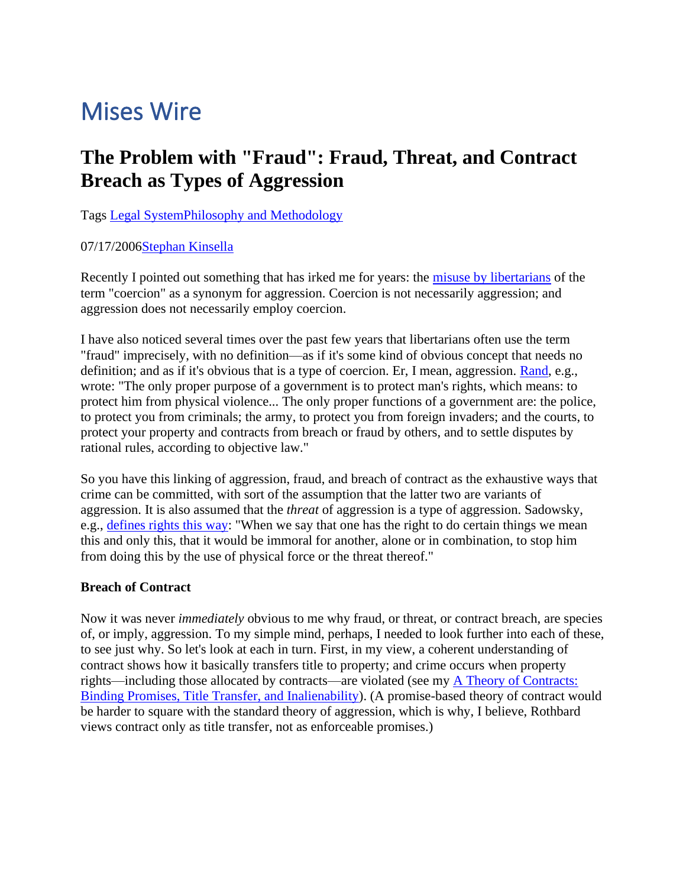# Mises Wire

## The Problem with "Fraud": Fraud, Threat, and Contract Breach as Types of Aggression

Tags Legal SystemPhilosophy and Methodology

07/17/2006Stephan Kinsella

Recently I pointed out something that has irked me for years: the misuse by libertarians of the term "coercion" as a synonym for aggression. Coercion is not necessarily aggression; and aggression does not necessarily employ coercion.

I have also noticed several times over the past few years that libertarians often use the term "fraud" imprecisely, with no definition—as if it's some kind of obvious concept that needs no definition; and as if it's obvious that is a type of coercion. Er, I mean, aggression. Rand, e.g., wrote: "The only proper purpose of a government is to protect man's rights, which means: to protect him from physical violence... The only proper functions of a government are: the police, to protect you from criminals; the army, to protect you from foreign invaders; and the courts, to protect your property and contracts from breach or fraud by others, and to settle disputes by rational rules, according to objective law."

So you have this linking of aggression, fraud, and breach of contract as the exhaustive ways that crime can be committed, with sort of the assumption that the latter two are variants of aggression. It is also assumed that the *threat* of aggression is a type of aggression. Sadowsky, e.g., defines rights this way: "When we say that one has the right to do certain things we mean this and only this, that it would be immoral for another, alone or in combination, to stop him from doing this by the use of physical force or the threat thereof."

**Breach of Contract**

Now it was never *immediately* obvious to me why fraud, or threat, or contract breach, are species of, or imply, aggression. To my simple mind, perhaps, I needed to look further into each of these, to see just why. So let's look at each in turn. First, in my view, a coherent understanding of contract shows how it basically transfers title to property; and crime occurs when property rights—including those allocated by contracts—are violated (see my A Theory of Contracts: Binding Promises, Title Transfer, and Inalienability). (A promise-based theory of contract would be harder to square with the standard theory of aggression, which is why, I believe, Rothbard views contract only as title transfer, not as enforceable promises.)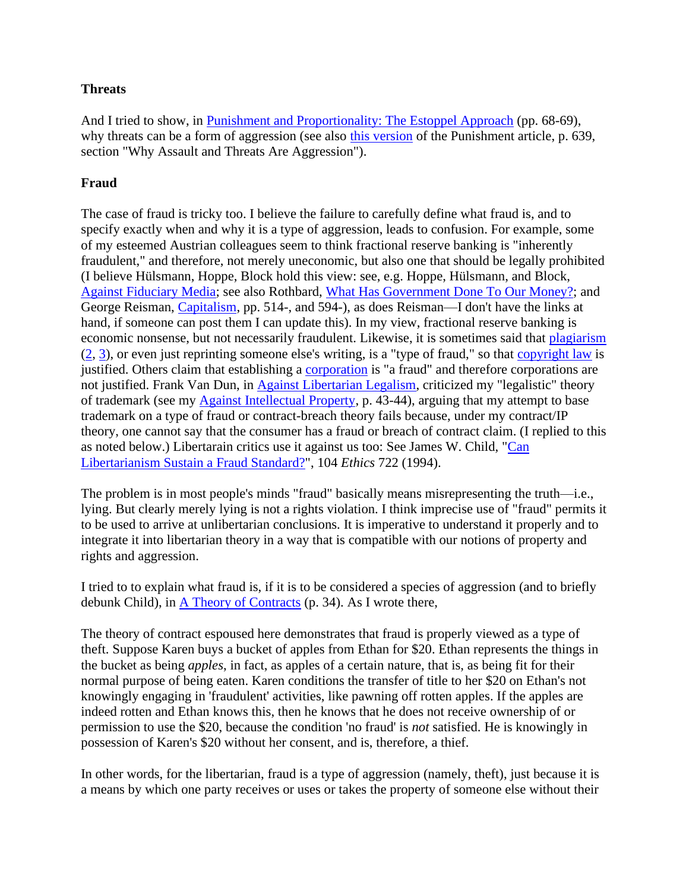### Threats

And I tried to show, in Punishment and Proportionality: The Estoppel Approach (pp. 68-69), why threats can be a form of aggression (see also this version of the Punishment article, p. 639, section "Why Assault and Threats Are Aggression").

### Fraud

The case of fraud is tricky too. I believe the failure to carefully define what fraud is, and to specify exactly when and why it is a type of aggression, leads to confusion. For example, some of my esteemed Austrian colleagues seem to think fractional reserve banking is "inherently fraudulent," and therefore, not merely uneconomic, but also one that should be legally prohibited (I believe Hülsmann, Hoppe, Block hold this view: see, e.g. Hoppe, Hülsmann, and Block, Against Fiduciary Media; see also Rothbard, What Has Government Done To Our Money?; and George Reisman, Capitalism, pp. 514-, and 594-), as does Reisman—I don't have the links at hand, if someone can post them I can update this). In my view, fractional reserve banking is economic nonsense, but not necessarily fraudulent. Likewise, it is sometimes said that plagiarism (2, 3), or even just reprinting someone else's writing, is a "type of fraud," so that copyright law is justified. Others claim that establishing a corporation is "a fraud" and therefore corporations are not justified. Frank Van Dun, in Against Libertarian Legalism, criticized my "legalistic" theory of trademark (see my Against Intellectual Property, p. 43-44), arguing that my attempt to base trademark on a type of fraud or contract-breach theory fails because, under my contract/IP theory, one cannot say that the consumer has a fraud or breach of contract claim. (I replied to this as noted below.) Libertarain critics use it against us too: See James W. Child, "Can Libertarianism Sustain a Fraud Standard?", 104 *Ethics* 722 (1994).

The problem is in most people's minds "fraud" basically means misrepresenting the truth—i.e., lying. But clearly merely lying is not a rights violation. I think imprecise use of "fraud" permits it to be used to arrive at unlibertarian conclusions. It is imperative to understand it properly and to integrate it into libertarian theory in a way that is compatible with our notions of property and rights and aggression.

I tried to to explain what fraud is, if it is to be considered a species of aggression (and to briefly debunk Child), in A Theory of Contracts (p. 34). As I wrote there,

The theory of contract espoused here demonstrates that fraud is properly viewed as a type of theft. Suppose Karen buys a bucket of apples from Ethan for $20. Ethan represents the things in the bucket as being *apples*, in fact, as apples of a certain nature, that is, as being fit for their normal purpose of being eaten. Karen conditions the transfer of title to her $20 on Ethan's not knowingly engaging in 'fraudulent' activities, like pawning off rotten apples. If the apples are indeed rotten and Ethan knows this, then he knows that he does not receive ownership of or permission to use the $20, because the condition 'no fraud' is *not* satisfied. He is knowingly in possession of Karen's $20 without her consent, and is, therefore, a thief.

In other words, for the libertarian, fraud is a type of aggression (namely, theft), just because it is a means by which one party receives or uses or takes the property of someone else without their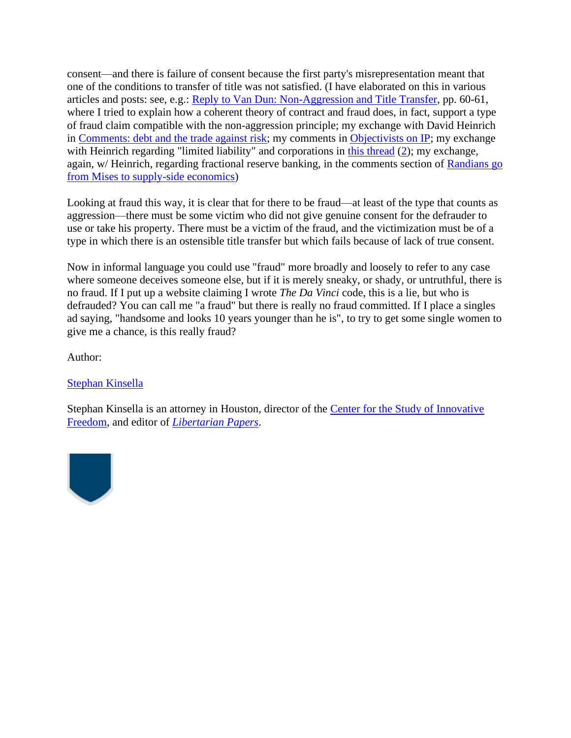consent—and there is failure of consent because the first party's misrepresentation meant that one of the conditions to transfer of title was not satisfied. (I have elaborated on this in various articles and posts: see, e.g.: Reply to Van Dun: Non-Aggression and Title Transfer, pp. 60-61, where I tried to explain how a coherent theory of contract and fraud does, in fact, support a type of fraud claim compatible with the non-aggression principle; my exchange with David Heinrich in Comments: debt and the trade against risk; my comments in Objectivists on IP; my exchange with Heinrich regarding "limited liability" and corporations in this thread (2); my exchange, again, w/ Heinrich, regarding fractional reserve banking, in the comments section of Randians go from Mises to supply-side economics)

Looking at fraud this way, it is clear that for there to be fraud—at least of the type that counts as aggression—there must be some victim who did not give genuine consent for the defrauder to use or take his property. There must be a victim of the fraud, and the victimization must be of a type in which there is an ostensible title transfer but which fails because of lack of true consent.

Now in informal language you could use "fraud" more broadly and loosely to refer to any case where someone deceives someone else, but if it is merely sneaky, or shady, or untruthful, there is no fraud. If I put up a website claiming I wrote *The Da Vinci* code, this is a lie, but who is defrauded? You can call me "a fraud" but there is really no fraud committed. If I place a singles ad saying, "handsome and looks 10 years younger than he is", to try to get some single women to give me a chance, is this really fraud?

Author:

Stephan Kinsella

Stephan Kinsella is an attorney in Houston, director of the Center for the Study of Innovative Freedom, and editor of *Libertarian Papers*.